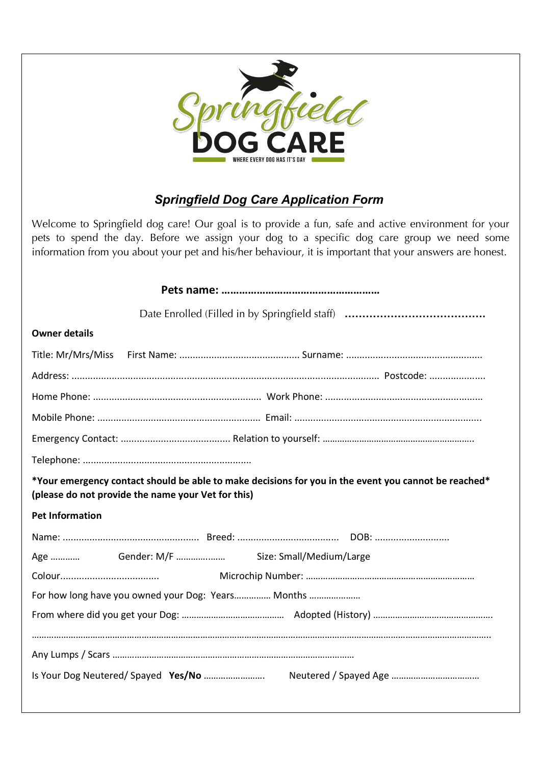Springfield DOG CARE

WHERE EVERY DOG HAS IT'S DAY

## *Springfield Dog Care Application Form*

Welcome to Springfield dog care! Our goal is to provide a fun, safe and active environment for your pets to spend the day. Before we assign your dog to a specific dog care group we need some information from you about your pet and his/her behaviour, it is important that your answers are honest.

**Pets name: ……………………………………………….**

Date Enrolled (Filled in by Springfield staff) ……………………………………

**Owner details**

Title: Mr/Mrs/Miss First Name: ............................................. Surname: ...................................................

Address: .................................................................................................................. Postcode: …………………

Home Phone: ............................................................... Work Phone: ...........................................................

Mobile Phone: ............................................................. Email: ......................................................................

Emergency Contact: ......................................... Relation to yourself: ……………………………………………………..

Telephone: ...............................................................

**\*Your emergency contact should be able to make decisions for you in the event you cannot be reached\* (please do not provide the name your Vet for this)**

**Pet Information**

Name: ................................................... Breed: ...................................... DOB: ............................

Age ………… Gender: M/F ………………. Size: Small/Medium/Large

Colour..................................... Microchip Number: ……………………………………………………………

For how long have you owned your Dog: Years…………… Months …………………

From where did you get your Dog: …………………………………… Adopted (History) ………………………………………….

…………………………………………………………………………………………………………………………………………………………………

Any Lumps / Scars ……………………………………………………………………………………

Is Your Dog Neutered/ Spayed **Yes/No** ……………………. Neutered / Spayed Age ………………………………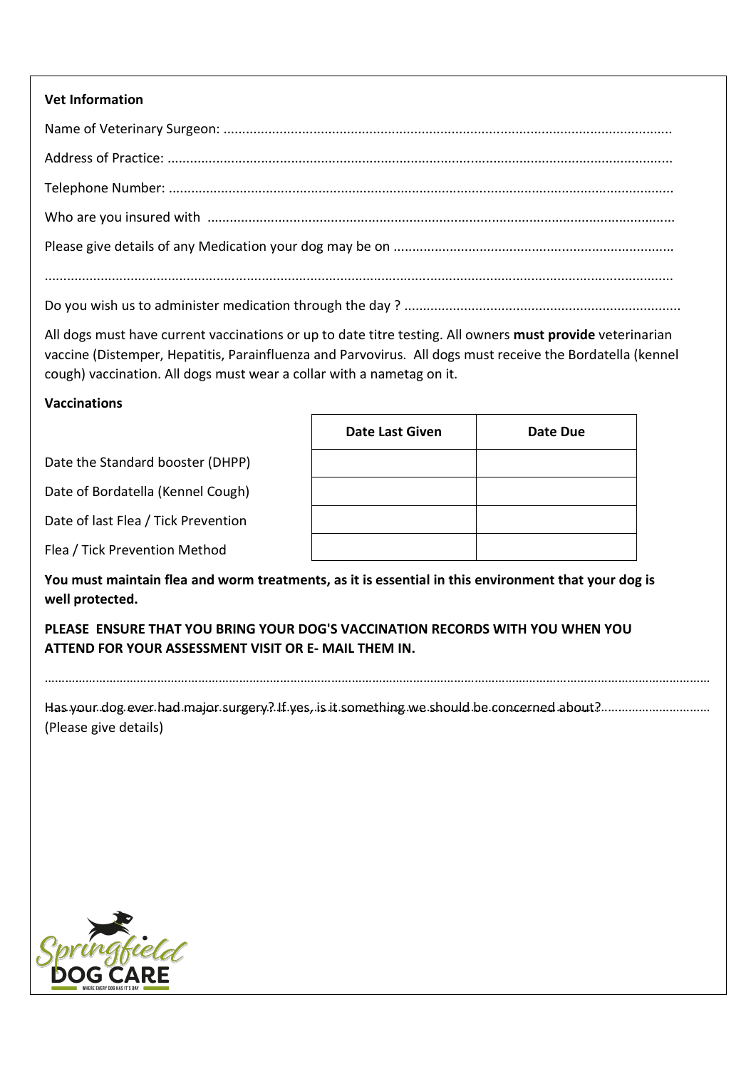**Vet Information**

Name of Veterinary Surgeon: ..........................................................................................................................

Address of Practice: ........................................................................................................................................

Telephone Number: .........................................................................................................................................

Who are you insured with ...............................................................................................................................

Please give details of any Medication your dog may be on ...........................................................................

..........................................................................................................................................................................

Do you wish us to administer medication through the day ? ..........................................................................

All dogs must have current vaccinations or up to date titre testing. All owners **must provide** veterinarian vaccine (Distemper, Hepatitis, Parainfluenza and Parvovirus. All dogs must receive the Bordatella (kennel cough) vaccination. All dogs must wear a collar with a nametag on it.

**Vaccinations**

| | Date Last Given | Date Due |
|---|---|---|
| Date the Standard booster (DHPP) | | |
| Date of Bordatella (Kennel Cough) | | |
| Date of last Flea / Tick Prevention | | |
| Flea / Tick Prevention Method | | |

**You must maintain flea and worm treatments, as it is essential in this environment that your dog is well protected.**

**PLEASE ENSURE THAT YOU BRING YOUR DOG'S VACCINATION RECORDS WITH YOU WHEN YOU ATTEND FOR YOUR ASSESSMENT VISIT OR E- MAIL THEM IN.**

..........................................................................................................................................................................

Has your dog ever had major surgery? If yes, is it something we should be concerned about? ...............................
(Please give details)

Springfield DOG CARE
WHERE EVERY DOG HAS IT'S DAY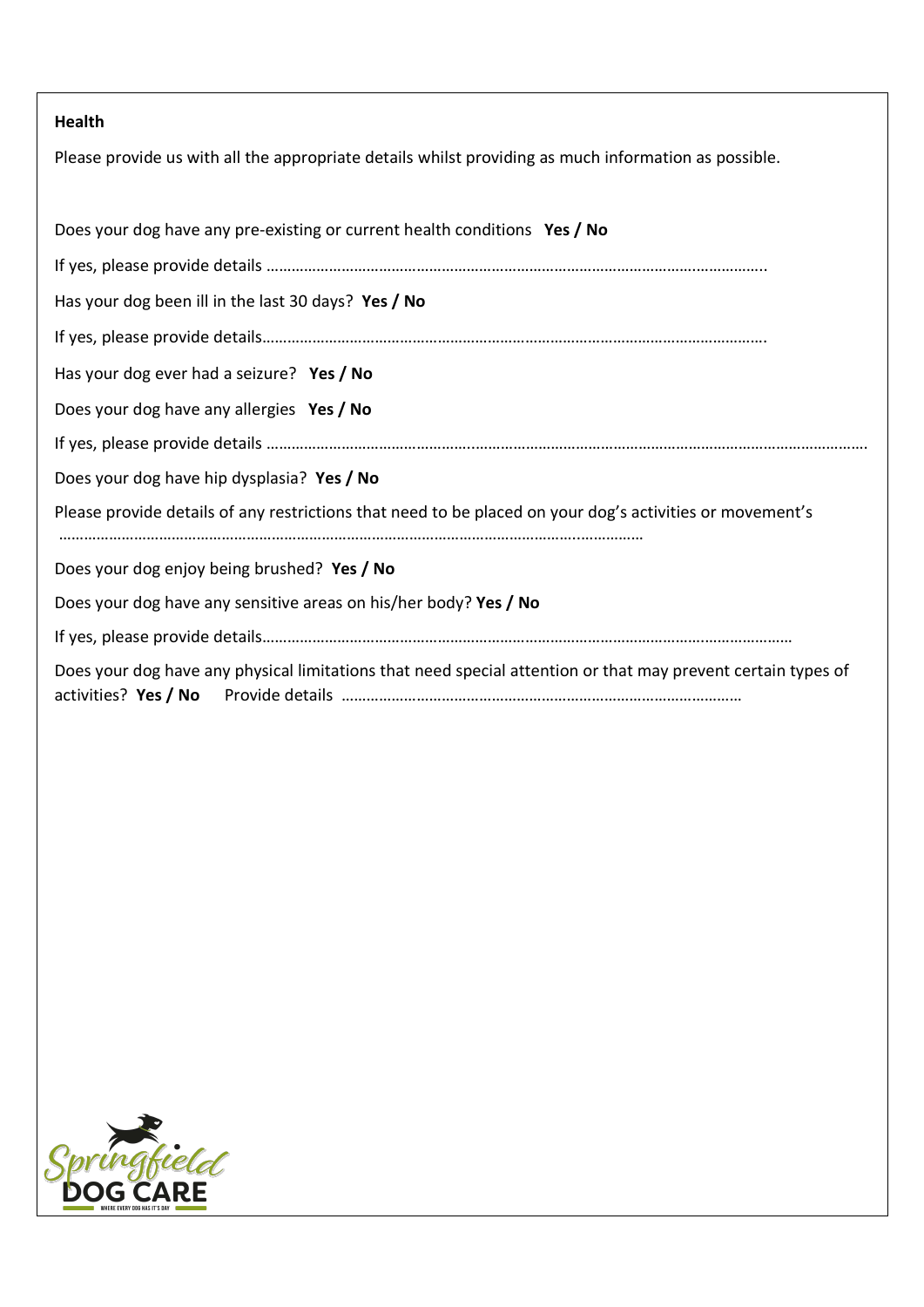**Health**

Please provide us with all the appropriate details whilst providing as much information as possible.

Does your dog have any pre-existing or current health conditions **Yes / No**

If yes, please provide details ……………………………………………………………………………………………………..

Has your dog been ill in the last 30 days? **Yes / No**

If yes, please provide details…………………………………………………………………………………………………….

Has your dog ever had a seizure? **Yes / No**

Does your dog have any allergies **Yes / No**

If yes, please provide details ……………………………………………………………………………………………………………………………

Does your dog have hip dysplasia? **Yes / No**

Please provide details of any restrictions that need to be placed on your dog's activities or movement's

……………………………………………………………………………………………………………………………

Does your dog enjoy being brushed? **Yes / No**

Does your dog have any sensitive areas on his/her body? **Yes / No**

If yes, please provide details……………………………………………………………………………………………………………

Does your dog have any physical limitations that need special attention or that may prevent certain types of activities? **Yes / No** Provide details ……………………………………………………………………………………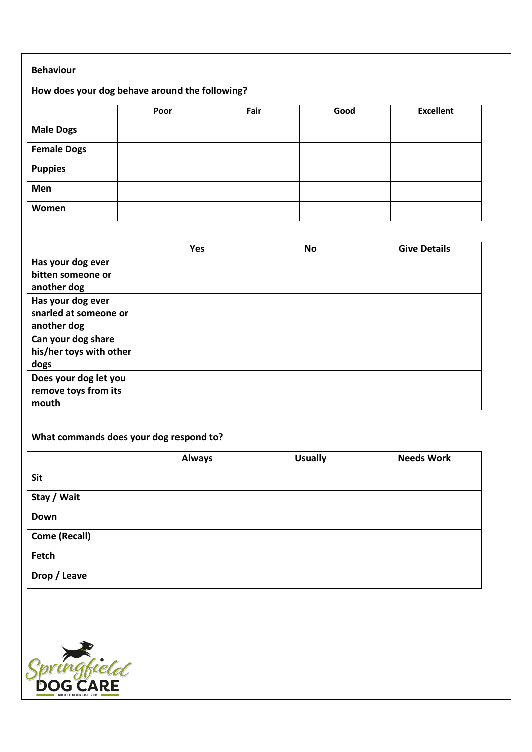**Behaviour**

**How does your dog behave around the following?**

| | Poor | Fair | Good | Excellent |
|---|---|---|---|---|
| **Male Dogs** | | | | |
| **Female Dogs** | | | | |
| **Puppies** | | | | |
| **Men** | | | | |
| **Women** | | | | |

| | Yes | No | Give Details |
|---|---|---|---|
| **Has your dog ever bitten someone or another dog** | | | |
| **Has your dog ever snarled at someone or another dog** | | | |
| **Can your dog share his/her toys with other dogs** | | | |
| **Does your dog let you remove toys from its mouth** | | | |

**What commands does your dog respond to?**

| | Always | Usually | Needs Work |
|---|---|---|---|
| **Sit** | | | |
| **Stay / Wait** | | | |
| **Down** | | | |
| **Come (Recall)** | | | |
| **Fetch** | | | |
| **Drop / Leave** | | | |

Springfield DOG CARE
WHERE EVERY DOG HAS IT'S DAY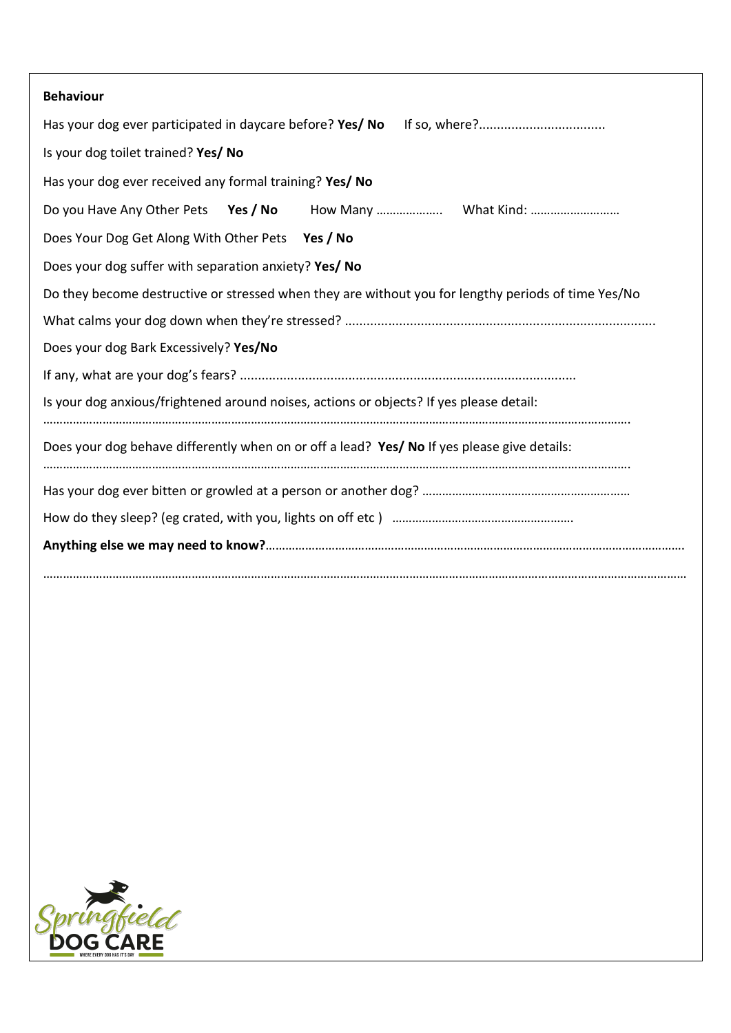**Behaviour**

Has your dog ever participated in daycare before? **Yes/ No** If so, where?...................................

Is your dog toilet trained? **Yes/ No**

Has your dog ever received any formal training? **Yes/ No**

Do you Have Any Other Pets **Yes / No** How Many ……………….. What Kind: ………………………

Does Your Dog Get Along With Other Pets **Yes / No**

Does your dog suffer with separation anxiety? **Yes/ No**

Do they become destructive or stressed when they are without you for lengthy periods of time Yes/No

What calms your dog down when they're stressed? .......................................................................................

Does your dog Bark Excessively? **Yes/No**

If any, what are your dog's fears? ...........................................................................................

Is your dog anxious/frightened around noises, actions or objects? If yes please detail:

…………………………………………………………………………………………………………………………………………………………

Does your dog behave differently when on or off a lead? **Yes/ No** If yes please give details:

…………………………………………………………………………………………………………………………………………………………

Has your dog ever bitten or growled at a person or another dog? ………………………………………………………

How do they sleep? (eg crated, with you, lights on off etc ) ……………………………………………….

**Anything else we may need to know?**……………………………………………………………………………………………………………

…………………………………………………………………………………………………………………………………………………………………

Springfield DOG CARE

WHERE EVERY DOG HAS IT'S DAY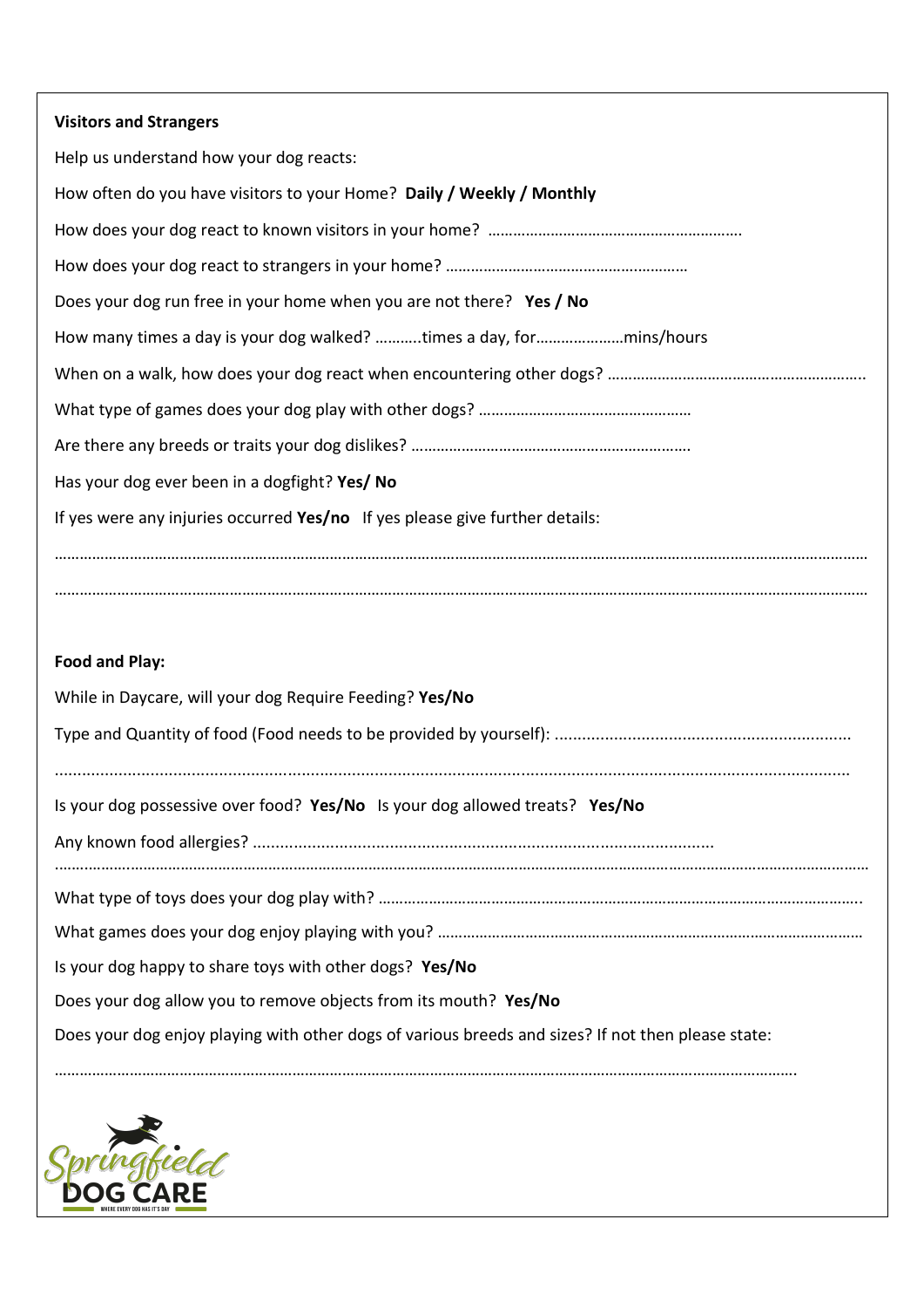**Visitors and Strangers**

Help us understand how your dog reacts:

How often do you have visitors to your Home? **Daily / Weekly / Monthly**

How does your dog react to known visitors in your home? …………………………………………………….

How does your dog react to strangers in your home? …………………………………………………

Does your dog run free in your home when you are not there? **Yes / No**

How many times a day is your dog walked? ………..times a day, for…………………mins/hours

When on a walk, how does your dog react when encountering other dogs? ……………………………………………………..

What type of games does your dog play with other dogs? ……………………………………………

Are there any breeds or traits your dog dislikes? …………………………………………………………

Has your dog ever been in a dogfight? **Yes/ No**

If yes were any injuries occurred **Yes/no** If yes please give further details:

……………………………………………………………………………………………………………………………………………………………

……………………………………………………………………………………………………………………………………………………………

**Food and Play:**

While in Daycare, will your dog Require Feeding? **Yes/No**

Type and Quantity of food (Food needs to be provided by yourself): ……………………………………………………

……………………………………………………………………………………………………………………………………………………

Is your dog possessive over food? **Yes/No** Is your dog allowed treats? **Yes/No**

Any known food allergies? ……………………………………………………………………………

……………………………………………………………………………………………………………………………………………………………

What type of toys does your dog play with? ………………………………………………………………………………………….

What games does your dog enjoy playing with you? …………………………………………………………………………………

Is your dog happy to share toys with other dogs? **Yes/No**

Does your dog allow you to remove objects from its mouth? **Yes/No**

Does your dog enjoy playing with other dogs of various breeds and sizes? If not then please state:

……………………………………………………………………………………………………………………………………………….

Springfield DOG CARE

WHERE EVERY DOG HAS IT'S DAY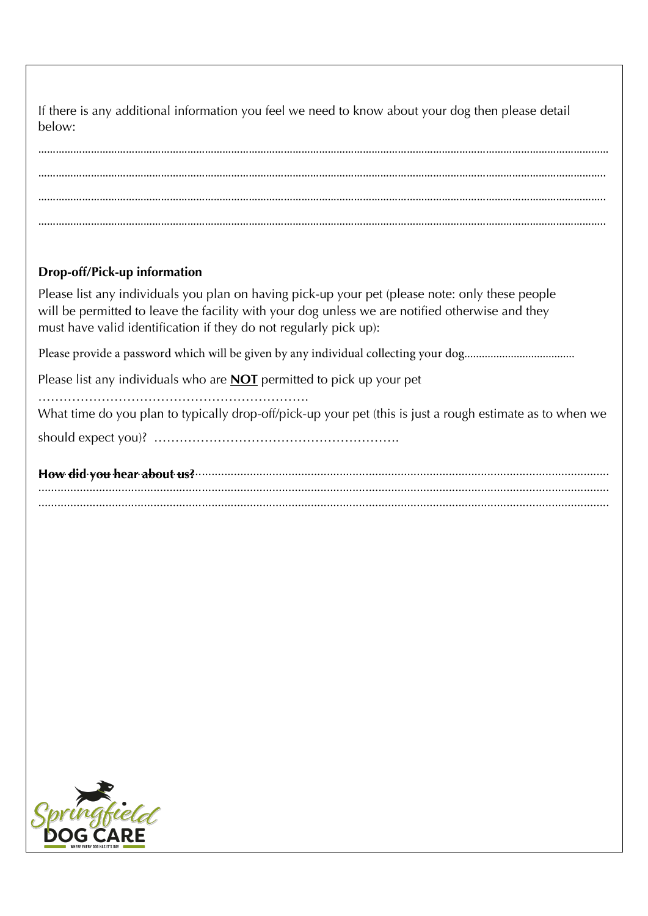If there is any additional information you feel we need to know about your dog then please detail below:

.......................................................................................................................................................................................

.......................................................................................................................................................................................

.......................................................................................................................................................................................

.......................................................................................................................................................................................

**Drop-off/Pick-up information**

Please list any individuals you plan on having pick-up your pet (please note: only these people will be permitted to leave the facility with your dog unless we are notified otherwise and they must have valid identification if they do not regularly pick up):

Please provide a password which will be given by any individual collecting your dog.....................................

Please list any individuals who are **NOT** permitted to pick up your pet

……………………………………………………….

What time do you plan to typically drop-off/pick-up your pet (this is just a rough estimate as to when we should expect you)? ………………………………………………….

**How did you hear about us?**........................................................................................................................
.......................................................................................................................................................................................
.......................................................................................................................................................................................

Springfield DOG CARE

WHERE EVERY DOG HAS IT'S DAY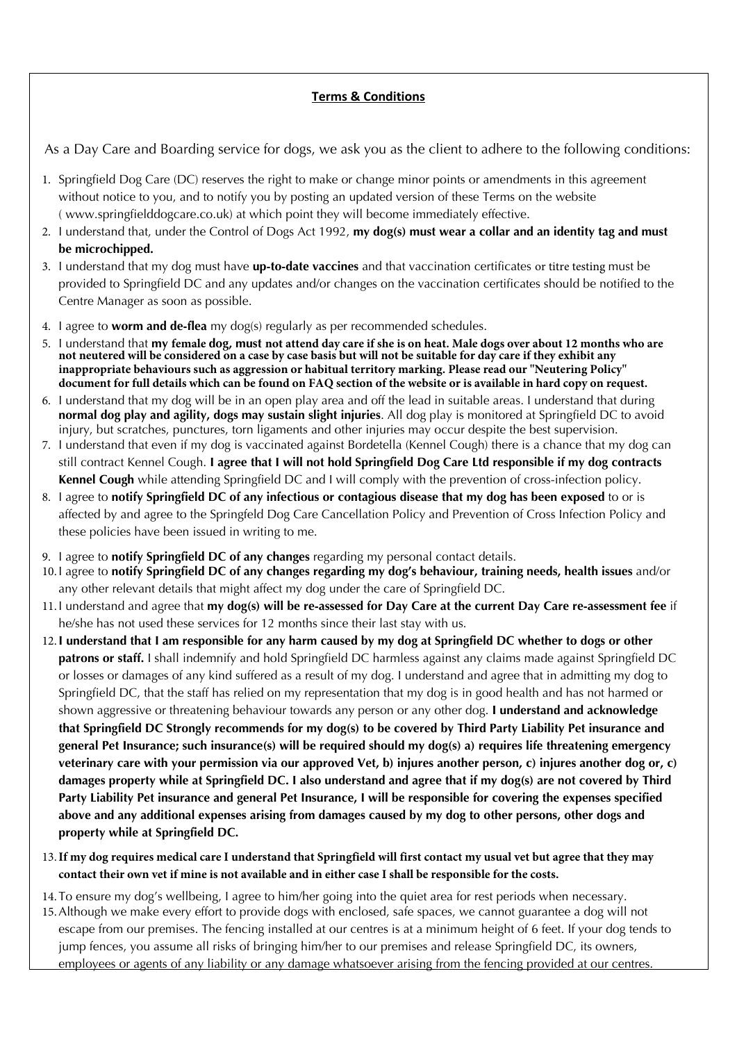## **Terms & Conditions**

As a Day Care and Boarding service for dogs, we ask you as the client to adhere to the following conditions:

1. Springfield Dog Care (DC) reserves the right to make or change minor points or amendments in this agreement without notice to you, and to notify you by posting an updated version of these Terms on the website ( www.springfielddogcare.co.uk) at which point they will become immediately effective.
2. I understand that, under the Control of Dogs Act 1992, **my dog(s) must wear a collar and an identity tag and must be microchipped.**
3. I understand that my dog must have **up-to-date vaccines** and that vaccination certificates or titre testing must be provided to Springfield DC and any updates and/or changes on the vaccination certificates should be notified to the Centre Manager as soon as possible.
4. I agree to **worm and de-flea** my dog(s) regularly as per recommended schedules.
5. I understand that **my female dog, must not attend day care if she is on heat. Male dogs over about 12 months who are not neutered will be considered on a case by case basis but will not be suitable for day care if they exhibit any inappropriate behaviours such as aggression or habitual territory marking. Please read our "Neutering Policy" document for full details which can be found on FAQ section of the website or is available in hard copy on request.**
6. I understand that my dog will be in an open play area and off the lead in suitable areas. I understand that during **normal dog play and agility, dogs may sustain slight injuries**. All dog play is monitored at Springfield DC to avoid injury, but scratches, punctures, torn ligaments and other injuries may occur despite the best supervision.
7. I understand that even if my dog is vaccinated against Bordetella (Kennel Cough) there is a chance that my dog can still contract Kennel Cough. **I agree that I will not hold Springfield Dog Care Ltd responsible if my dog contracts Kennel Cough** while attending Springfield DC and I will comply with the prevention of cross-infection policy.
8. I agree to **notify Springfield DC of any infectious or contagious disease that my dog has been exposed** to or is affected by and agree to the Springfeld Dog Care Cancellation Policy and Prevention of Cross Infection Policy and these policies have been issued in writing to me.
9. I agree to **notify Springfield DC of any changes** regarding my personal contact details.
10. I agree to **notify Springfield DC of any changes regarding my dog's behaviour, training needs, health issues** and/or any other relevant details that might affect my dog under the care of Springfield DC.
11. I understand and agree that **my dog(s) will be re-assessed for Day Care at the current Day Care re-assessment fee** if he/she has not used these services for 12 months since their last stay with us.
12. **I understand that I am responsible for any harm caused by my dog at Springfield DC whether to dogs or other patrons or staff.** I shall indemnify and hold Springfield DC harmless against any claims made against Springfield DC or losses or damages of any kind suffered as a result of my dog. I understand and agree that in admitting my dog to Springfield DC, that the staff has relied on my representation that my dog is in good health and has not harmed or shown aggressive or threatening behaviour towards any person or any other dog. **I understand and acknowledge that Springfield DC Strongly recommends for my dog(s) to be covered by Third Party Liability Pet insurance and general Pet Insurance; such insurance(s) will be required should my dog(s) a) requires life threatening emergency veterinary care with your permission via our approved Vet, b) injures another person, c) injures another dog or, c) damages property while at Springfield DC. I also understand and agree that if my dog(s) are not covered by Third Party Liability Pet insurance and general Pet Insurance, I will be responsible for covering the expenses specified above and any additional expenses arising from damages caused by my dog to other persons, other dogs and property while at Springfield DC.**
13. **If my dog requires medical care I understand that Springfield will first contact my usual vet but agree that they may contact their own vet if mine is not available and in either case I shall be responsible for the costs.**
14. To ensure my dog's wellbeing, I agree to him/her going into the quiet area for rest periods when necessary.
15. Although we make every effort to provide dogs with enclosed, safe spaces, we cannot guarantee a dog will not escape from our premises. The fencing installed at our centres is at a minimum height of 6 feet. If your dog tends to jump fences, you assume all risks of bringing him/her to our premises and release Springfield DC, its owners, employees or agents of any liability or any damage whatsoever arising from the fencing provided at our centres.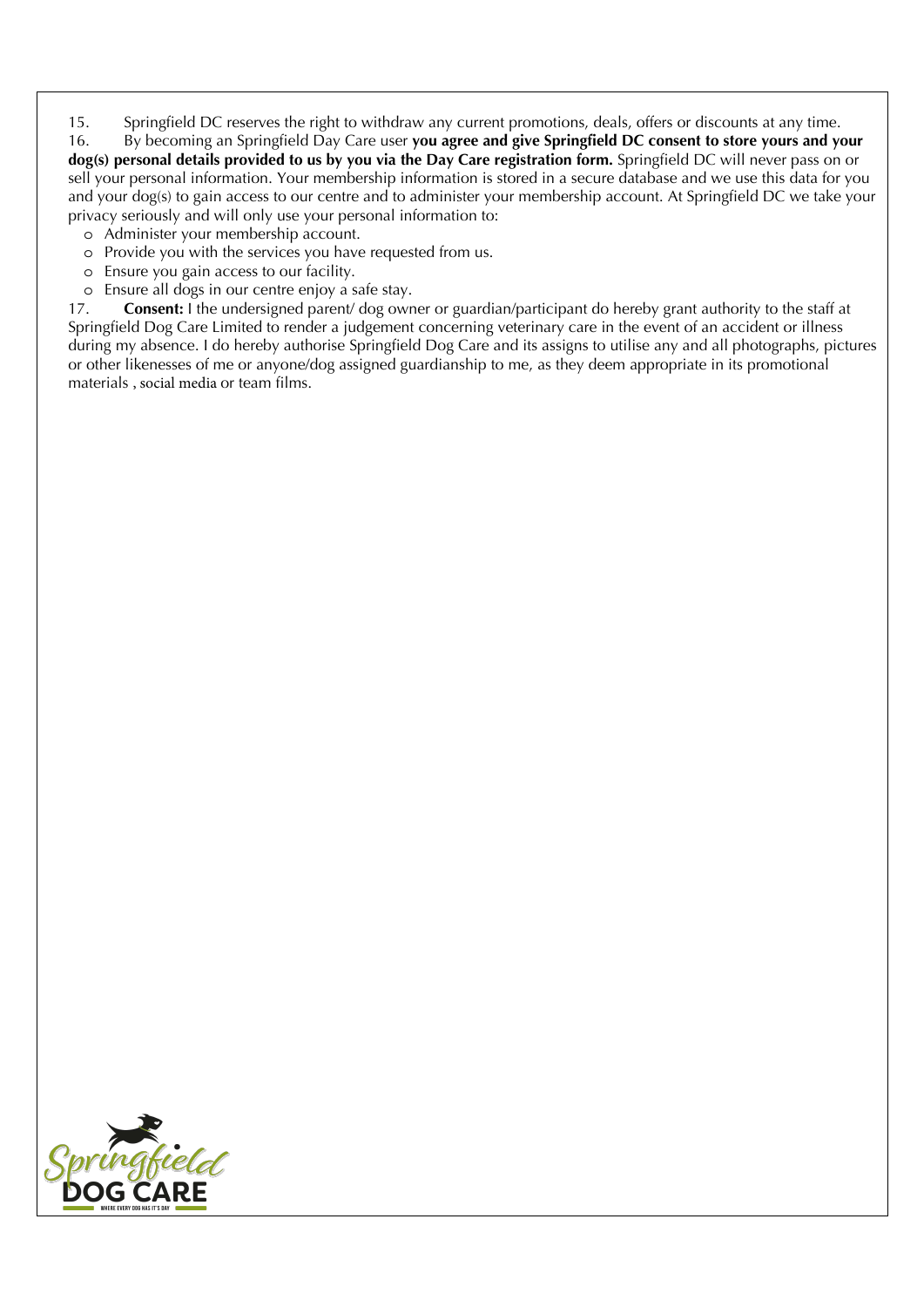15. Springfield DC reserves the right to withdraw any current promotions, deals, offers or discounts at any time.

16. By becoming an Springfield Day Care user **you agree and give Springfield DC consent to store yours and your dog(s) personal details provided to us by you via the Day Care registration form.** Springfield DC will never pass on or sell your personal information. Your membership information is stored in a secure database and we use this data for you and your dog(s) to gain access to our centre and to administer your membership account. At Springfield DC we take your privacy seriously and will only use your personal information to:

   - Administer your membership account.
   - Provide you with the services you have requested from us.
   - Ensure you gain access to our facility.
   - Ensure all dogs in our centre enjoy a safe stay.

17. **Consent:** I the undersigned parent/ dog owner or guardian/participant do hereby grant authority to the staff at Springfield Dog Care Limited to render a judgement concerning veterinary care in the event of an accident or illness during my absence. I do hereby authorise Springfield Dog Care and its assigns to utilise any and all photographs, pictures or other likenesses of me or anyone/dog assigned guardianship to me, as they deem appropriate in its promotional materials , social media or team films.

Springfield DOG CARE

WHERE EVERY DOG HAS IT'S DAY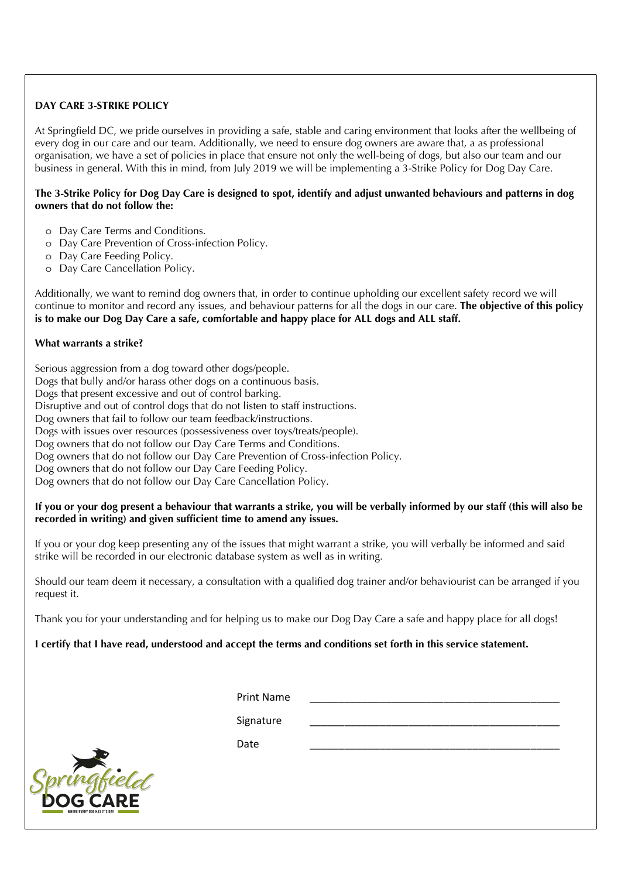## DAY CARE 3-STRIKE POLICY

At Springfield DC, we pride ourselves in providing a safe, stable and caring environment that looks after the wellbeing of every dog in our care and our team. Additionally, we need to ensure dog owners are aware that, a as professional organisation, we have a set of policies in place that ensure not only the well-being of dogs, but also our team and our business in general. With this in mind, from July 2019 we will be implementing a 3-Strike Policy for Dog Day Care.

**The 3-Strike Policy for Dog Day Care is designed to spot, identify and adjust unwanted behaviours and patterns in dog owners that do not follow the:**

- Day Care Terms and Conditions.
- Day Care Prevention of Cross-infection Policy.
- Day Care Feeding Policy.
- Day Care Cancellation Policy.

Additionally, we want to remind dog owners that, in order to continue upholding our excellent safety record we will continue to monitor and record any issues, and behaviour patterns for all the dogs in our care. **The objective of this policy is to make our Dog Day Care a safe, comfortable and happy place for ALL dogs and ALL staff.**

**What warrants a strike?**

Serious aggression from a dog toward other dogs/people.
Dogs that bully and/or harass other dogs on a continuous basis.
Dogs that present excessive and out of control barking.
Disruptive and out of control dogs that do not listen to staff instructions.
Dog owners that fail to follow our team feedback/instructions.
Dogs with issues over resources (possessiveness over toys/treats/people).
Dog owners that do not follow our Day Care Terms and Conditions.
Dog owners that do not follow our Day Care Prevention of Cross-infection Policy.
Dog owners that do not follow our Day Care Feeding Policy.
Dog owners that do not follow our Day Care Cancellation Policy.

**If you or your dog present a behaviour that warrants a strike, you will be verbally informed by our staff (this will also be recorded in writing) and given sufficient time to amend any issues.**

If you or your dog keep presenting any of the issues that might warrant a strike, you will verbally be informed and said strike will be recorded in our electronic database system as well as in writing.

Should our team deem it necessary, a consultation with a qualified dog trainer and/or behaviourist can be arranged if you request it.

Thank you for your understanding and for helping us to make our Dog Day Care a safe and happy place for all dogs!

**I certify that I have read, understood and accept the terms and conditions set forth in this service statement.**

Print Name ____________________________________________

Signature ____________________________________________

Date ____________________________________________

Springfield DOG CARE
WHERE EVERY DOG HAS IT'S DAY